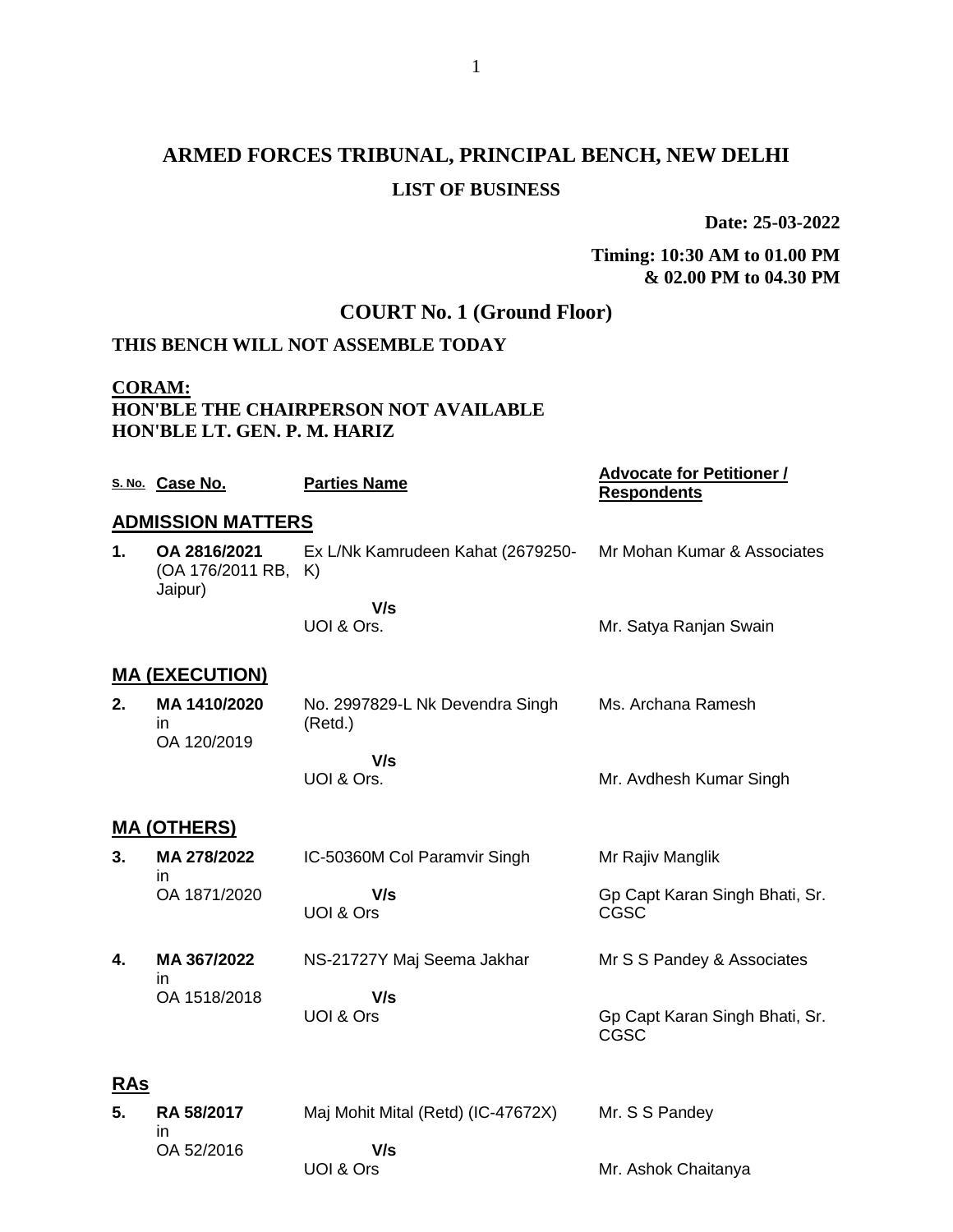# ARMED FORCES TRIBUNAL, PRINCIPAL BENCH, NEW DELHI

## LIST OF BUSINESS

**Date: 25-03-2022**

**Timing: 10:30 AM to 01.00 PM & 02.00 PM to 04.30 PM**

## COURT No. 1 (Ground Floor)

**THIS BENCH WILL NOT ASSEMBLE TODAY**

**CORAM:**
**HON'BLE THE CHAIRPERSON NOT AVAILABLE**
**HON'BLE LT. GEN. P. M. HARIZ**

| S. No. | Case No. | Parties Name | Advocate for Petitioner / Respondents |
|---|---|---|---|
| **ADMISSION MATTERS** | | | |
| **1.** | **OA 2816/2021** (OA 176/2011 RB, Jaipur) | Ex L/Nk Kamrudeen Kahat (2679250-K) **V/s** UOI & Ors. | Mr Mohan Kumar & Associates / Mr. Satya Ranjan Swain |
| **MA (EXECUTION)** | | | |
| **2.** | **MA 1410/2020** in OA 120/2019 | No. 2997829-L Nk Devendra Singh (Retd.) **V/s** UOI & Ors. | Ms. Archana Ramesh / Mr. Avdhesh Kumar Singh |
| **MA (OTHERS)** | | | |
| **3.** | **MA 278/2022** in OA 1871/2020 | IC-50360M Col Paramvir Singh **V/s** UOI & Ors | Mr Rajiv Manglik / Gp Capt Karan Singh Bhati, Sr. CGSC |
| **4.** | **MA 367/2022** in OA 1518/2018 | NS-21727Y Maj Seema Jakhar **V/s** UOI & Ors | Mr S S Pandey & Associates / Gp Capt Karan Singh Bhati, Sr. CGSC |
| **RAs** | | | |
| **5.** | **RA 58/2017** in OA 52/2016 | Maj Mohit Mital (Retd) (IC-47672X) **V/s** UOI & Ors | Mr. S S Pandey / Mr. Ashok Chaitanya |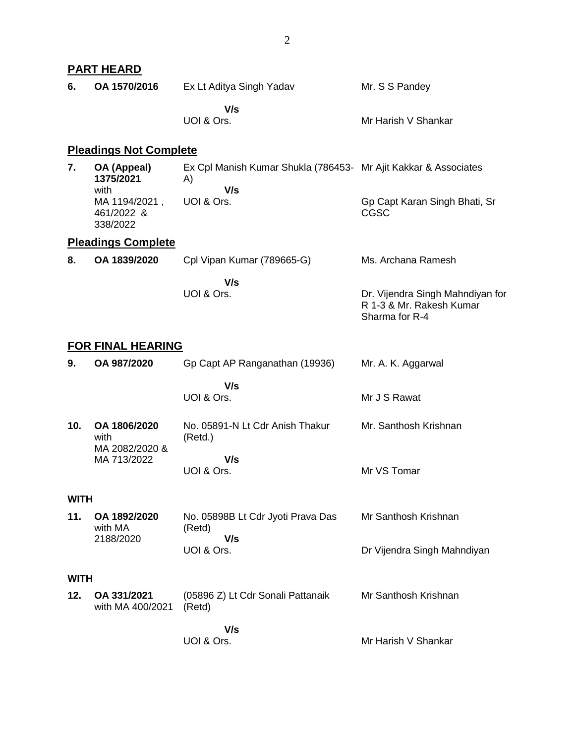## PART HEARD

| | | | |
|---|---|---|---|
| **6.** | **OA 1570/2016** | Ex Lt Aditya Singh Yadav<br>**V/s**<br>UOI & Ors. | Mr. S S Pandey<br><br>Mr Harish V Shankar |

## Pleadings Not Complete

| | | | |
|---|---|---|---|
| **7.** | **OA (Appeal) 1375/2021** with MA 1194/2021 , 461/2022 & 338/2022 | Ex Cpl Manish Kumar Shukla (786453-A)<br>**V/s**<br>UOI & Ors. | Mr Ajit Kakkar & Associates<br><br>Gp Capt Karan Singh Bhati, Sr CGSC |

## Pleadings Complete

| | | | |
|---|---|---|---|
| **8.** | **OA 1839/2020** | Cpl Vipan Kumar (789665-G)<br>**V/s**<br>UOI & Ors. | Ms. Archana Ramesh<br><br>Dr. Vijendra Singh Mahndiyan for R 1-3 & Mr. Rakesh Kumar Sharma for R-4 |

## FOR FINAL HEARING

| | | | |
|---|---|---|---|
| **9.** | **OA 987/2020** | Gp Capt AP Ranganathan (19936)<br>**V/s**<br>UOI & Ors. | Mr. A. K. Aggarwal<br><br>Mr J S Rawat |
| **10.** | **OA 1806/2020** with MA 2082/2020 & MA 713/2022 | No. 05891-N Lt Cdr Anish Thakur (Retd.)<br>**V/s**<br>UOI & Ors. | Mr. Santhosh Krishnan<br><br>Mr VS Tomar |

**WITH**

| | | | |
|---|---|---|---|
| **11.** | **OA 1892/2020** with MA 2188/2020 | No. 05898B Lt Cdr Jyoti Prava Das (Retd)<br>**V/s**<br>UOI & Ors. | Mr Santhosh Krishnan<br><br>Dr Vijendra Singh Mahndiyan |

**WITH**

| | | | |
|---|---|---|---|
| **12.** | **OA 331/2021** with MA 400/2021 | (05896 Z) Lt Cdr Sonali Pattanaik (Retd)<br>**V/s**<br>UOI & Ors. | Mr Santhosh Krishnan<br><br>Mr Harish V Shankar |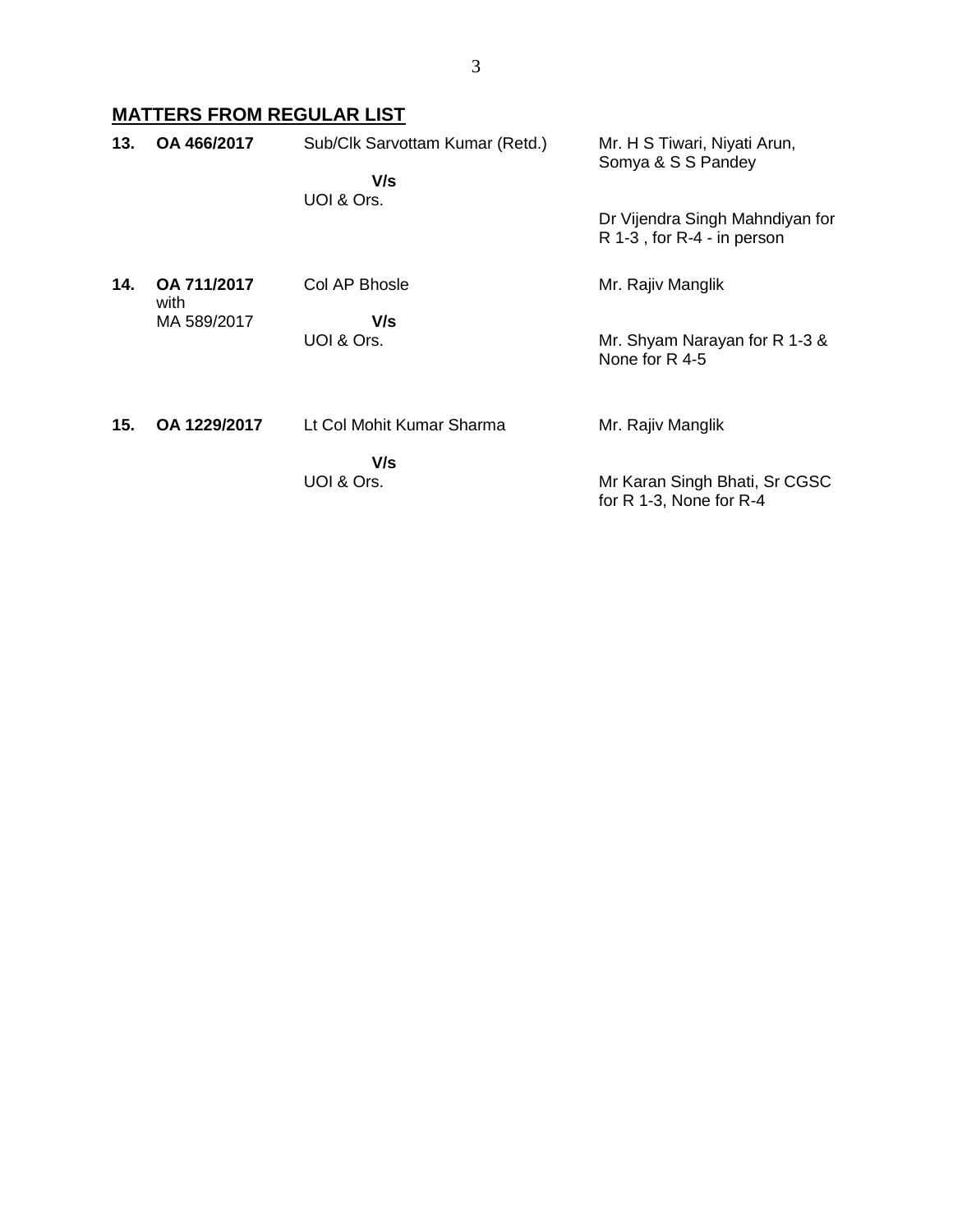## MATTERS FROM REGULAR LIST

| | | | |
|---|---|---|---|
| **13.** | **OA 466/2017** | Sub/Clk Sarvottam Kumar (Retd.)<br>**V/s**<br>UOI & Ors. | Mr. H S Tiwari, Niyati Arun, Somya & S S Pandey<br><br>Dr Vijendra Singh Mahndiyan for R 1-3 , for R-4 - in person |
| **14.** | **OA 711/2017** with MA 589/2017 | Col AP Bhosle<br>**V/s**<br>UOI & Ors. | Mr. Rajiv Manglik<br><br>Mr. Shyam Narayan for R 1-3 & None for R 4-5 |
| **15.** | **OA 1229/2017** | Lt Col Mohit Kumar Sharma<br>**V/s**<br>UOI & Ors. | Mr. Rajiv Manglik<br><br>Mr Karan Singh Bhati, Sr CGSC for R 1-3, None for R-4 |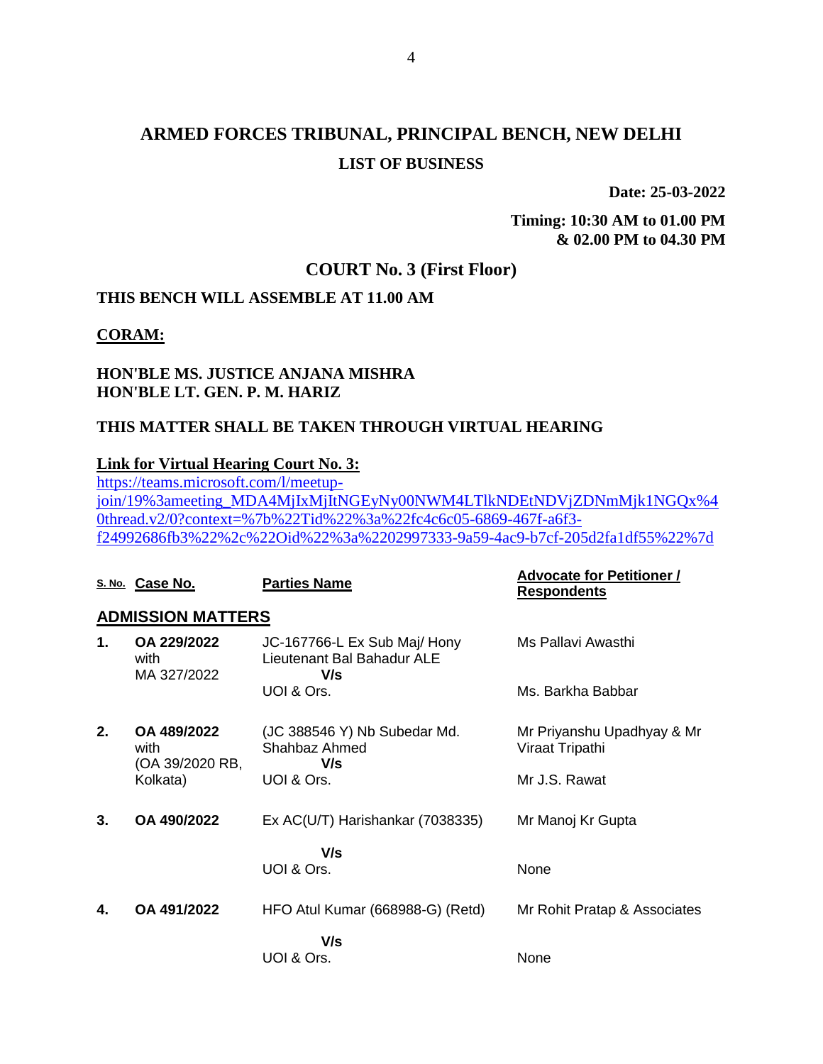# ARMED FORCES TRIBUNAL, PRINCIPAL BENCH, NEW DELHI

## LIST OF BUSINESS

**Date: 25-03-2022**

**Timing: 10:30 AM to 01.00 PM & 02.00 PM to 04.30 PM**

## COURT No. 3 (First Floor)

**THIS BENCH WILL ASSEMBLE AT 11.00 AM**

**CORAM:**

**HON'BLE MS. JUSTICE ANJANA MISHRA**
**HON'BLE LT. GEN. P. M. HARIZ**

**THIS MATTER SHALL BE TAKEN THROUGH VIRTUAL HEARING**

**Link for Virtual Hearing Court No. 3:**
https://teams.microsoft.com/l/meetup-join/19%3ameeting_MDA4MjIxMjItNGEyNy00NWM4LTlkNDEtNDVjZDNmMjk1NGQx%40thread.v2/0?context=%7b%22Tid%22%3a%22fc4c6c05-6869-467f-a6f3-f24992686fb3%22%2c%22Oid%22%3a%2202997333-9a59-4ac9-b7cf-205d2fa1df55%22%7d

| S. No. | Case No. | Parties Name | Advocate for Petitioner / Respondents |
|---|---|---|---|
| **ADMISSION MATTERS** | | | |
| **1.** | **OA 229/2022** with MA 327/2022 | JC-167766-L Ex Sub Maj/ Hony Lieutenant Bal Bahadur ALE **V/s** UOI & Ors. | Ms Pallavi Awasthi<br>Ms. Barkha Babbar |
| **2.** | **OA 489/2022** with (OA 39/2020 RB, Kolkata) | (JC 388546 Y) Nb Subedar Md. Shahbaz Ahmed **V/s** UOI & Ors. | Mr Priyanshu Upadhyay & Mr Viraat Tripathi<br>Mr J.S. Rawat |
| **3.** | **OA 490/2022** | Ex AC(U/T) Harishankar (7038335) **V/s** UOI & Ors. | Mr Manoj Kr Gupta<br>None |
| **4.** | **OA 491/2022** | HFO Atul Kumar (668988-G) (Retd) **V/s** UOI & Ors. | Mr Rohit Pratap & Associates<br>None |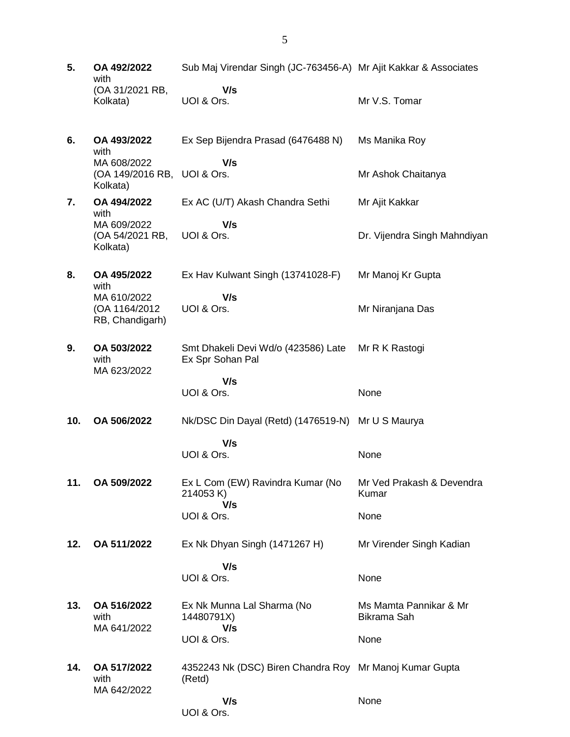| | | | |
|---|---|---|---|
| **5.** | **OA 492/2022** with (OA 31/2021 RB, Kolkata) | Sub Maj Virendar Singh (JC-763456-A) **V/s** UOI & Ors. | Mr Ajit Kakkar & Associates<br><br>Mr V.S. Tomar |
| **6.** | **OA 493/2022** with MA 608/2022 (OA 149/2016 RB, Kolkata) | Ex Sep Bijendra Prasad (6476488 N) **V/s** UOI & Ors. | Ms Manika Roy<br><br>Mr Ashok Chaitanya |
| **7.** | **OA 494/2022** with MA 609/2022 (OA 54/2021 RB, Kolkata) | Ex AC (U/T) Akash Chandra Sethi **V/s** UOI & Ors. | Mr Ajit Kakkar<br><br>Dr. Vijendra Singh Mahndiyan |
| **8.** | **OA 495/2022** with MA 610/2022 (OA 1164/2012 RB, Chandigarh) | Ex Hav Kulwant Singh (13741028-F) **V/s** UOI & Ors. | Mr Manoj Kr Gupta<br><br>Mr Niranjana Das |
| **9.** | **OA 503/2022** with MA 623/2022 | Smt Dhakeli Devi Wd/o (423586) Late Ex Spr Sohan Pal **V/s** UOI & Ors. | Mr R K Rastogi<br><br>None |
| **10.** | **OA 506/2022** | Nk/DSC Din Dayal (Retd) (1476519-N) **V/s** UOI & Ors. | Mr U S Maurya<br><br>None |
| **11.** | **OA 509/2022** | Ex L Com (EW) Ravindra Kumar (No 214053 K) **V/s** UOI & Ors. | Mr Ved Prakash & Devendra Kumar<br><br>None |
| **12.** | **OA 511/2022** | Ex Nk Dhyan Singh (1471267 H) **V/s** UOI & Ors. | Mr Virender Singh Kadian<br><br>None |
| **13.** | **OA 516/2022** with MA 641/2022 | Ex Nk Munna Lal Sharma (No 14480791X) **V/s** UOI & Ors. | Ms Mamta Pannikar & Mr Bikrama Sah<br><br>None |
| **14.** | **OA 517/2022** with MA 642/2022 | 4352243 Nk (DSC) Biren Chandra Roy (Retd) **V/s** UOI & Ors. | Mr Manoj Kumar Gupta<br><br>None |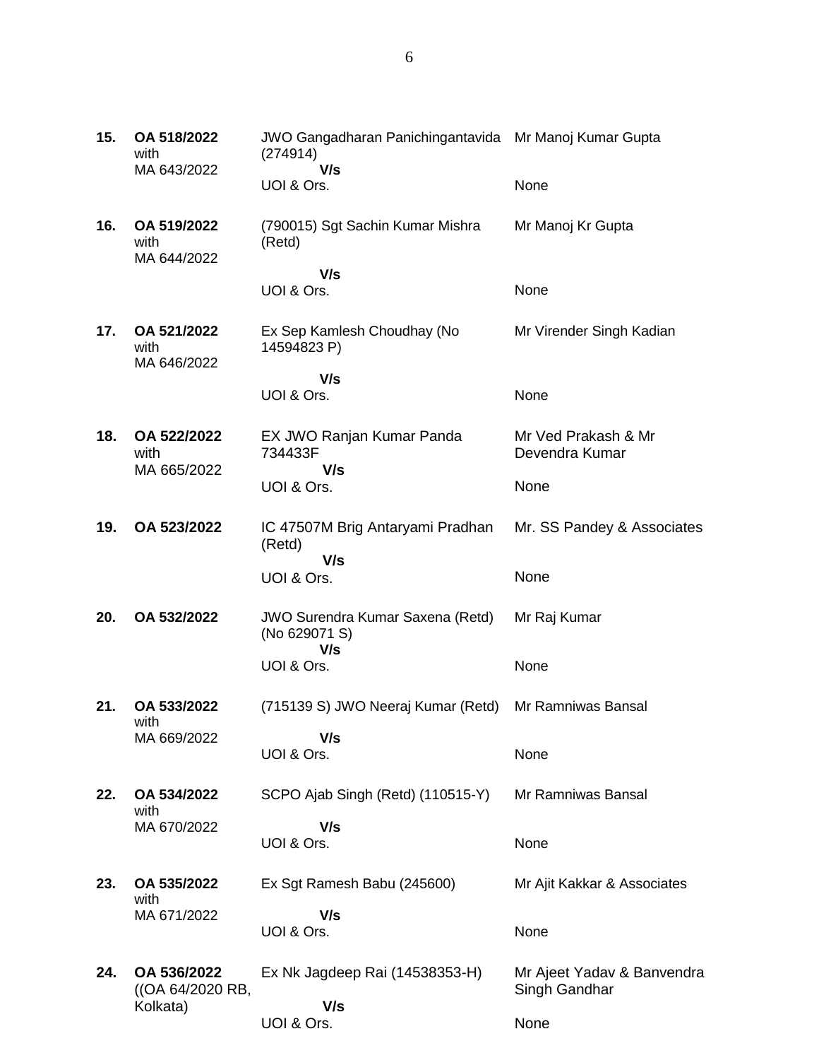| | | | |
|---|---|---|---|
| **15.** | **OA 518/2022** with MA 643/2022 | JWO Gangadharan Panichingantavida (274914) **V/s** UOI & Ors. | Mr Manoj Kumar Gupta<br><br>None |
| **16.** | **OA 519/2022** with MA 644/2022 | (790015) Sgt Sachin Kumar Mishra (Retd) **V/s** UOI & Ors. | Mr Manoj Kr Gupta<br><br>None |
| **17.** | **OA 521/2022** with MA 646/2022 | Ex Sep Kamlesh Choudhay (No 14594823 P) **V/s** UOI & Ors. | Mr Virender Singh Kadian<br><br>None |
| **18.** | **OA 522/2022** with MA 665/2022 | EX JWO Ranjan Kumar Panda 734433F **V/s** UOI & Ors. | Mr Ved Prakash & Mr Devendra Kumar<br><br>None |
| **19.** | **OA 523/2022** | IC 47507M Brig Antaryami Pradhan (Retd) **V/s** UOI & Ors. | Mr. SS Pandey & Associates<br><br>None |
| **20.** | **OA 532/2022** | JWO Surendra Kumar Saxena (Retd) (No 629071 S) **V/s** UOI & Ors. | Mr Raj Kumar<br><br>None |
| **21.** | **OA 533/2022** with MA 669/2022 | (715139 S) JWO Neeraj Kumar (Retd) **V/s** UOI & Ors. | Mr Ramniwas Bansal<br><br>None |
| **22.** | **OA 534/2022** with MA 670/2022 | SCPO Ajab Singh (Retd) (110515-Y) **V/s** UOI & Ors. | Mr Ramniwas Bansal<br><br>None |
| **23.** | **OA 535/2022** with MA 671/2022 | Ex Sgt Ramesh Babu (245600) **V/s** UOI & Ors. | Mr Ajit Kakkar & Associates<br><br>None |
| **24.** | **OA 536/2022** ((OA 64/2020 RB, Kolkata) | Ex Nk Jagdeep Rai (14538353-H) **V/s** UOI & Ors. | Mr Ajeet Yadav & Banvendra Singh Gandhar<br><br>None |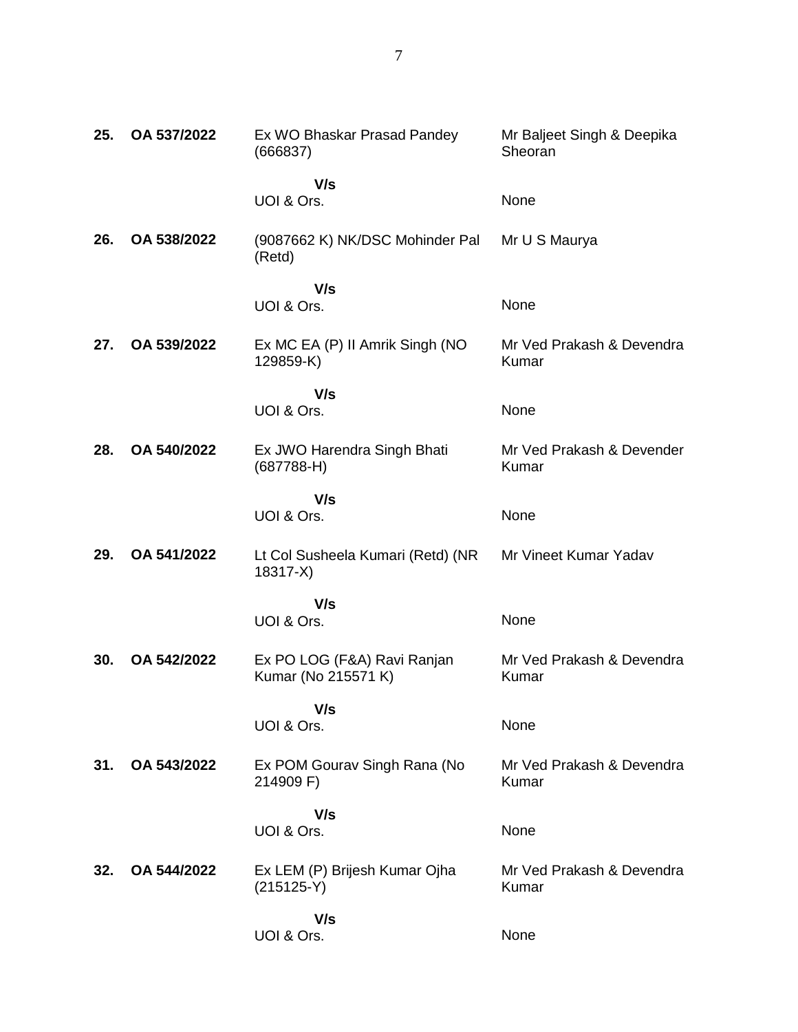| | | | |
|---|---|---|---|
| **25.** | **OA 537/2022** | Ex WO Bhaskar Prasad Pandey (666837) | Mr Baljeet Singh & Deepika Sheoran |
| | | **V/s** UOI & Ors. | None |
| **26.** | **OA 538/2022** | (9087662 K) NK/DSC Mohinder Pal (Retd) | Mr U S Maurya |
| | | **V/s** UOI & Ors. | None |
| **27.** | **OA 539/2022** | Ex MC EA (P) II Amrik Singh (NO 129859-K) | Mr Ved Prakash & Devendra Kumar |
| | | **V/s** UOI & Ors. | None |
| **28.** | **OA 540/2022** | Ex JWO Harendra Singh Bhati (687788-H) | Mr Ved Prakash & Devender Kumar |
| | | **V/s** UOI & Ors. | None |
| **29.** | **OA 541/2022** | Lt Col Susheela Kumari (Retd) (NR 18317-X) | Mr Vineet Kumar Yadav |
| | | **V/s** UOI & Ors. | None |
| **30.** | **OA 542/2022** | Ex PO LOG (F&A) Ravi Ranjan Kumar (No 215571 K) | Mr Ved Prakash & Devendra Kumar |
| | | **V/s** UOI & Ors. | None |
| **31.** | **OA 543/2022** | Ex POM Gourav Singh Rana (No 214909 F) | Mr Ved Prakash & Devendra Kumar |
| | | **V/s** UOI & Ors. | None |
| **32.** | **OA 544/2022** | Ex LEM (P) Brijesh Kumar Ojha (215125-Y) | Mr Ved Prakash & Devendra Kumar |
| | | **V/s** UOI & Ors. | None |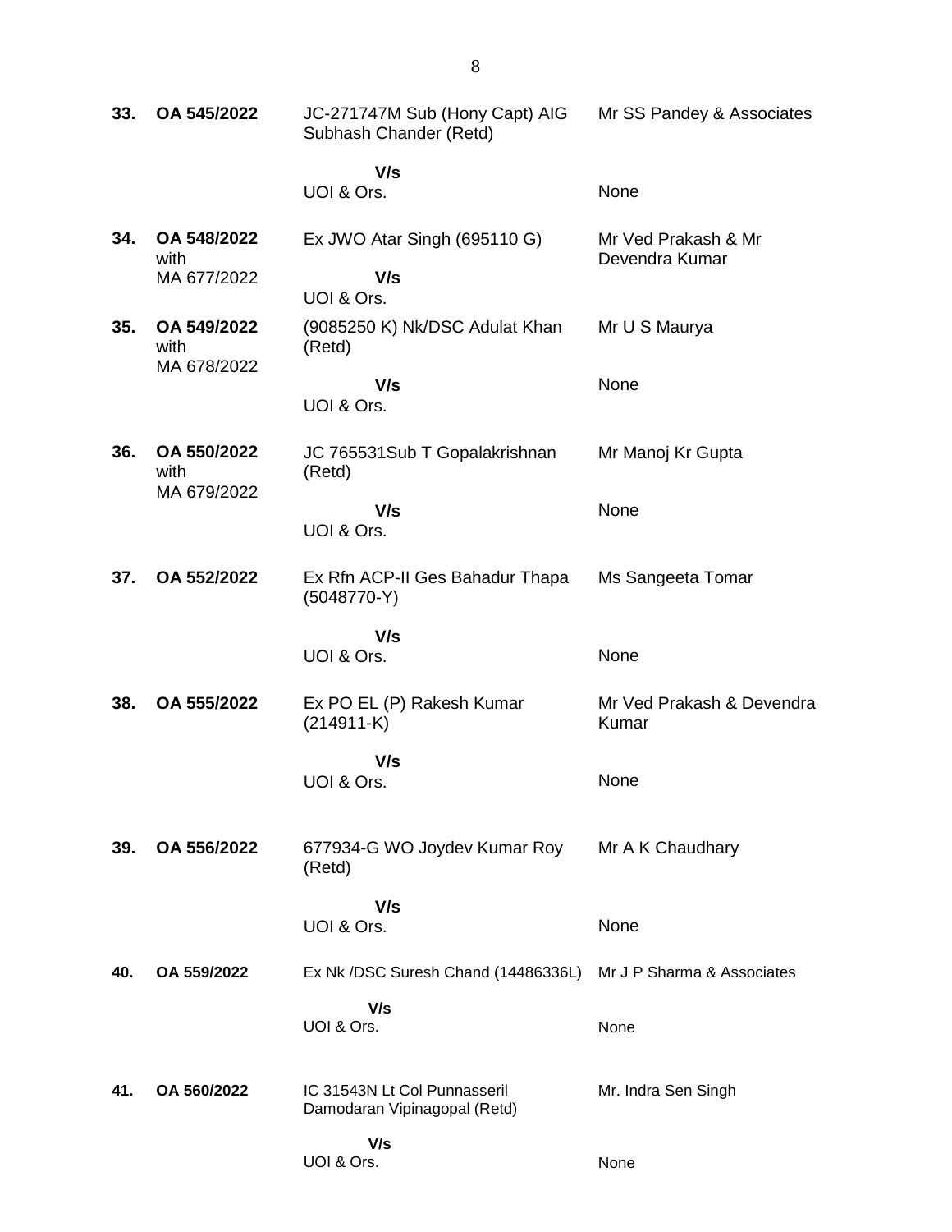| | | | |
|---|---|---|---|
| **33.** | **OA 545/2022** | JC-271747M Sub (Hony Capt) AIG Subhash Chander (Retd)<br><br>**V/s**<br>UOI & Ors. | Mr SS Pandey & Associates<br><br>None |
| **34.** | **OA 548/2022** with MA 677/2022 | Ex JWO Atar Singh (695110 G)<br><br>**V/s**<br>UOI & Ors. | Mr Ved Prakash & Mr Devendra Kumar |
| **35.** | **OA 549/2022** with MA 678/2022 | (9085250 K) Nk/DSC Adulat Khan (Retd)<br><br>**V/s**<br>UOI & Ors. | Mr U S Maurya<br><br>None |
| **36.** | **OA 550/2022** with MA 679/2022 | JC 765531Sub T Gopalakrishnan (Retd)<br><br>**V/s**<br>UOI & Ors. | Mr Manoj Kr Gupta<br><br>None |
| **37.** | **OA 552/2022** | Ex Rfn ACP-II Ges Bahadur Thapa (5048770-Y)<br><br>**V/s**<br>UOI & Ors. | Ms Sangeeta Tomar<br><br>None |
| **38.** | **OA 555/2022** | Ex PO EL (P) Rakesh Kumar (214911-K)<br><br>**V/s**<br>UOI & Ors. | Mr Ved Prakash & Devendra Kumar<br><br>None |
| **39.** | **OA 556/2022** | 677934-G WO Joydev Kumar Roy (Retd)<br><br>**V/s**<br>UOI & Ors. | Mr A K Chaudhary<br><br>None |
| **40.** | **OA 559/2022** | Ex Nk /DSC Suresh Chand (14486336L)<br><br>**V/s**<br>UOI & Ors. | Mr J P Sharma & Associates<br><br>None |
| **41.** | **OA 560/2022** | IC 31543N Lt Col Punnasseril Damodaran Vipinagopal (Retd)<br><br>**V/s**<br>UOI & Ors. | Mr. Indra Sen Singh<br><br>None |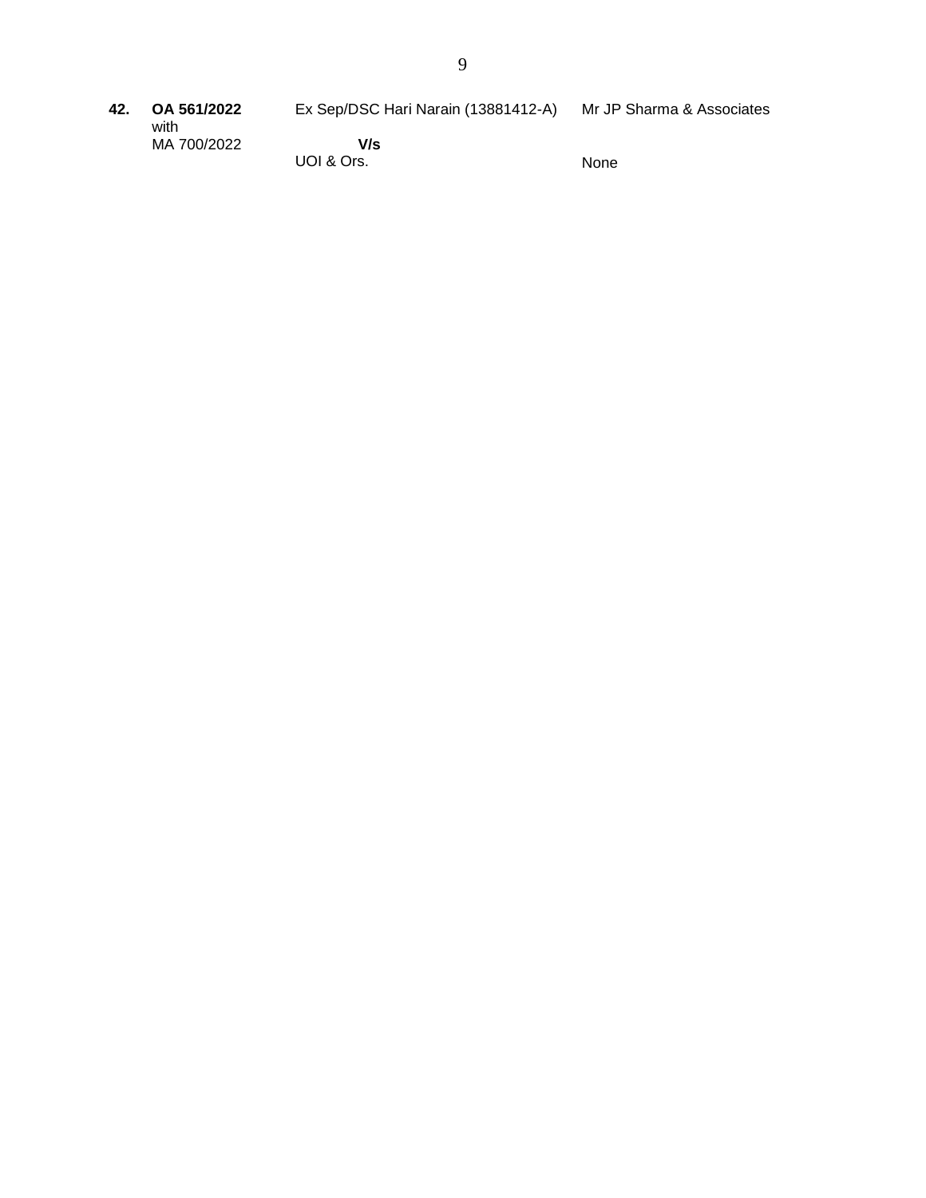| | | | |
|---|---|---|---|
| **42.** | **OA 561/2022** with MA 700/2022 | Ex Sep/DSC Hari Narain (13881412-A) **V/s** UOI & Ors. | Mr JP Sharma & Associates<br><br>None |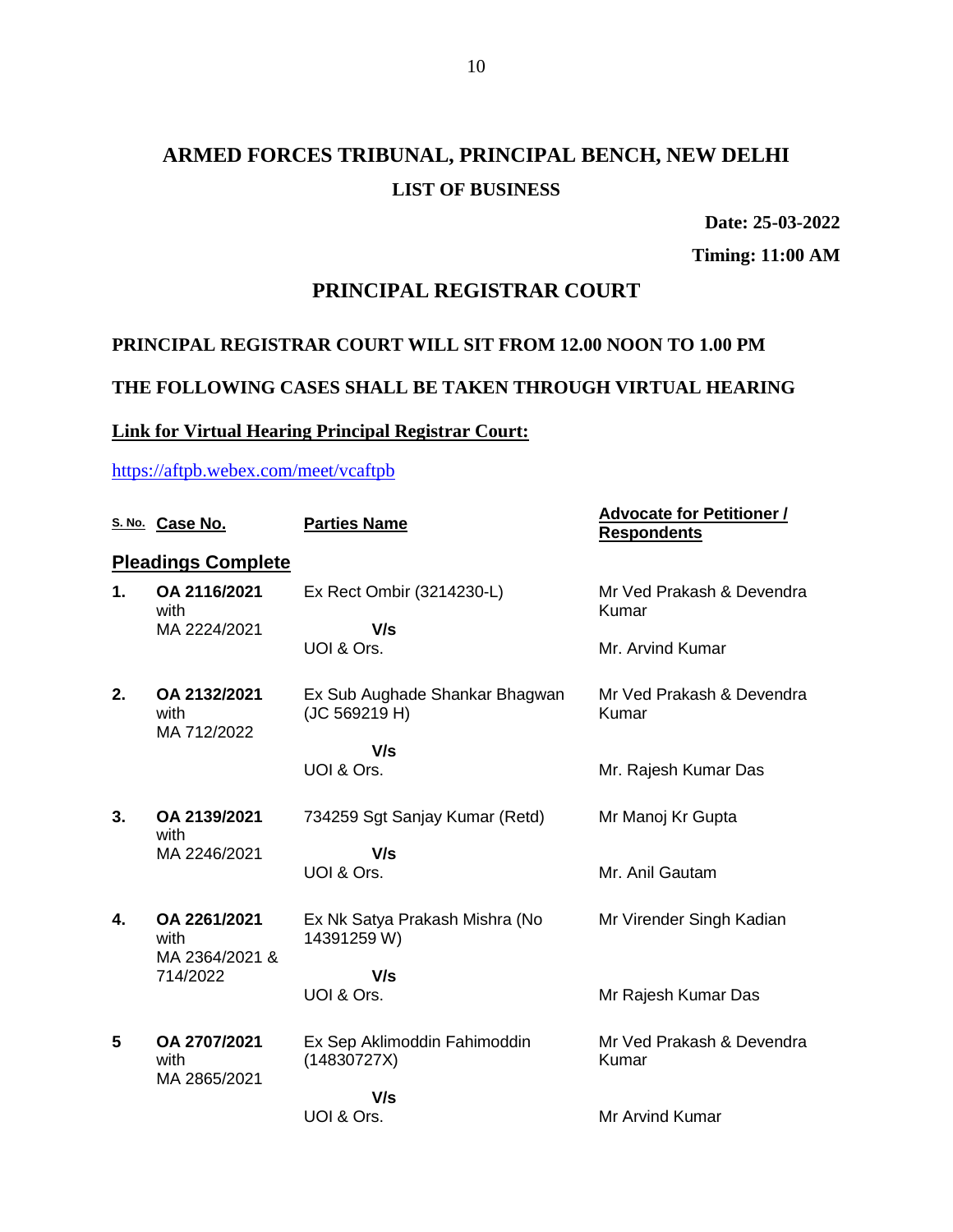# ARMED FORCES TRIBUNAL, PRINCIPAL BENCH, NEW DELHI

## LIST OF BUSINESS

**Date: 25-03-2022**

**Timing: 11:00 AM**

## PRINCIPAL REGISTRAR COURT

**PRINCIPAL REGISTRAR COURT WILL SIT FROM 12.00 NOON TO 1.00 PM**

**THE FOLLOWING CASES SHALL BE TAKEN THROUGH VIRTUAL HEARING**

**Link for Virtual Hearing Principal Registrar Court:**

https://aftpb.webex.com/meet/vcaftpb

| S. No. | Case No. | Parties Name | Advocate for Petitioner / Respondents |
|---|---|---|---|
| **Pleadings Complete** | | | |
| **1.** | **OA 2116/2021** with MA 2224/2021 | Ex Rect Ombir (3214230-L) **V/s** UOI & Ors. | Mr Ved Prakash & Devendra Kumar / Mr. Arvind Kumar |
| **2.** | **OA 2132/2021** with MA 712/2022 | Ex Sub Aughade Shankar Bhagwan (JC 569219 H) **V/s** UOI & Ors. | Mr Ved Prakash & Devendra Kumar / Mr. Rajesh Kumar Das |
| **3.** | **OA 2139/2021** with MA 2246/2021 | 734259 Sgt Sanjay Kumar (Retd) **V/s** UOI & Ors. | Mr Manoj Kr Gupta / Mr. Anil Gautam |
| **4.** | **OA 2261/2021** with MA 2364/2021 & 714/2022 | Ex Nk Satya Prakash Mishra (No 14391259 W) **V/s** UOI & Ors. | Mr Virender Singh Kadian / Mr Rajesh Kumar Das |
| **5** | **OA 2707/2021** with MA 2865/2021 | Ex Sep Aklimoddin Fahimoddin (14830727X) **V/s** UOI & Ors. | Mr Ved Prakash & Devendra Kumar / Mr Arvind Kumar |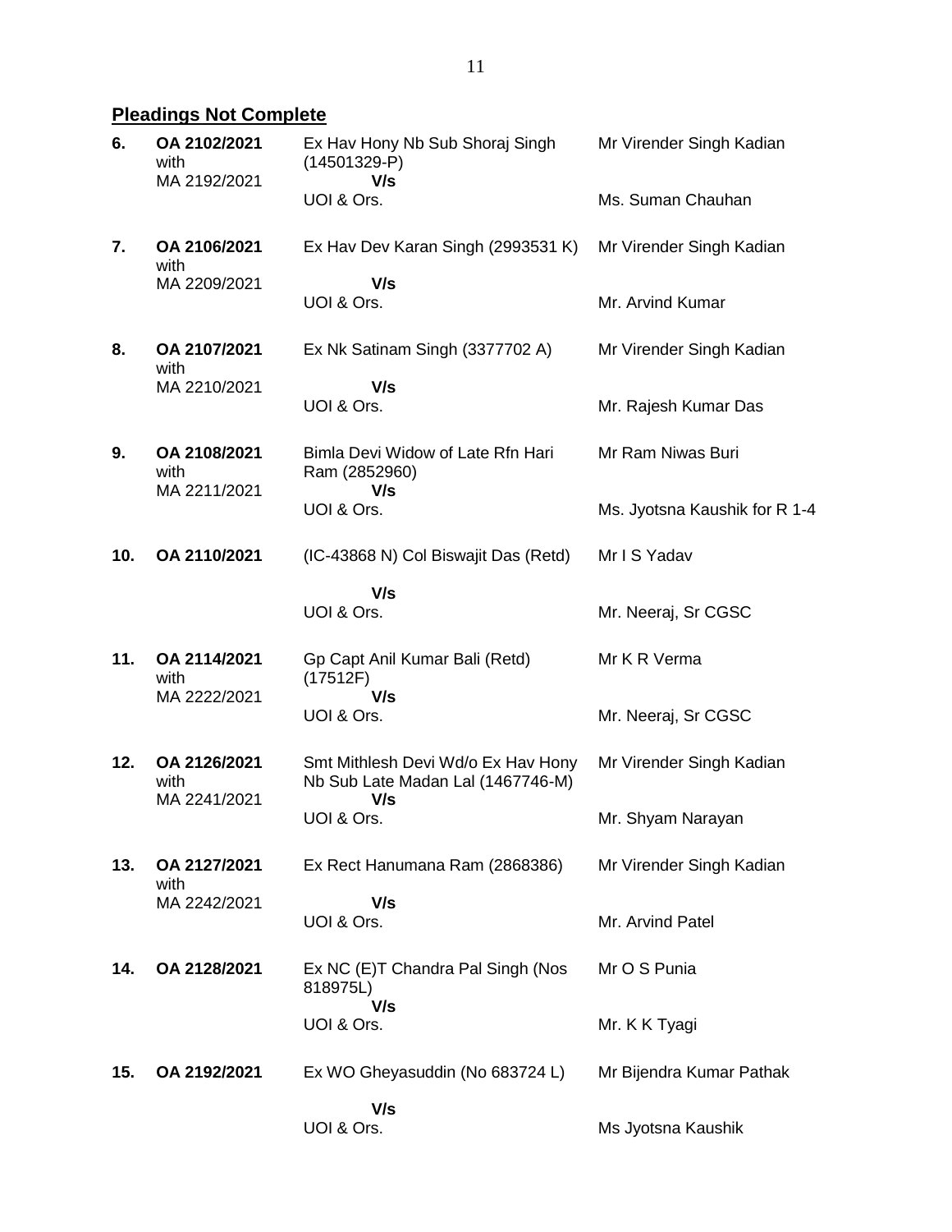## Pleadings Not Complete

| | | | |
|---|---|---|---|
| **6.** | **OA 2102/2021** with MA 2192/2021 | Ex Hav Hony Nb Sub Shoraj Singh (14501329-P) **V/s** UOI & Ors. | Mr Virender Singh Kadian<br>Ms. Suman Chauhan |
| **7.** | **OA 2106/2021** with MA 2209/2021 | Ex Hav Dev Karan Singh (2993531 K) **V/s** UOI & Ors. | Mr Virender Singh Kadian<br>Mr. Arvind Kumar |
| **8.** | **OA 2107/2021** with MA 2210/2021 | Ex Nk Satinam Singh (3377702 A) **V/s** UOI & Ors. | Mr Virender Singh Kadian<br>Mr. Rajesh Kumar Das |
| **9.** | **OA 2108/2021** with MA 2211/2021 | Bimla Devi Widow of Late Rfn Hari Ram (2852960) **V/s** UOI & Ors. | Mr Ram Niwas Buri<br>Ms. Jyotsna Kaushik for R 1-4 |
| **10.** | **OA 2110/2021** | (IC-43868 N) Col Biswajit Das (Retd) **V/s** UOI & Ors. | Mr I S Yadav<br>Mr. Neeraj, Sr CGSC |
| **11.** | **OA 2114/2021** with MA 2222/2021 | Gp Capt Anil Kumar Bali (Retd) (17512F) **V/s** UOI & Ors. | Mr K R Verma<br>Mr. Neeraj, Sr CGSC |
| **12.** | **OA 2126/2021** with MA 2241/2021 | Smt Mithlesh Devi Wd/o Ex Hav Hony Nb Sub Late Madan Lal (1467746-M) **V/s** UOI & Ors. | Mr Virender Singh Kadian<br>Mr. Shyam Narayan |
| **13.** | **OA 2127/2021** with MA 2242/2021 | Ex Rect Hanumana Ram (2868386) **V/s** UOI & Ors. | Mr Virender Singh Kadian<br>Mr. Arvind Patel |
| **14.** | **OA 2128/2021** | Ex NC (E)T Chandra Pal Singh (Nos 818975L) **V/s** UOI & Ors. | Mr O S Punia<br>Mr. K K Tyagi |
| **15.** | **OA 2192/2021** | Ex WO Gheyasuddin (No 683724 L) **V/s** UOI & Ors. | Mr Bijendra Kumar Pathak<br>Ms Jyotsna Kaushik |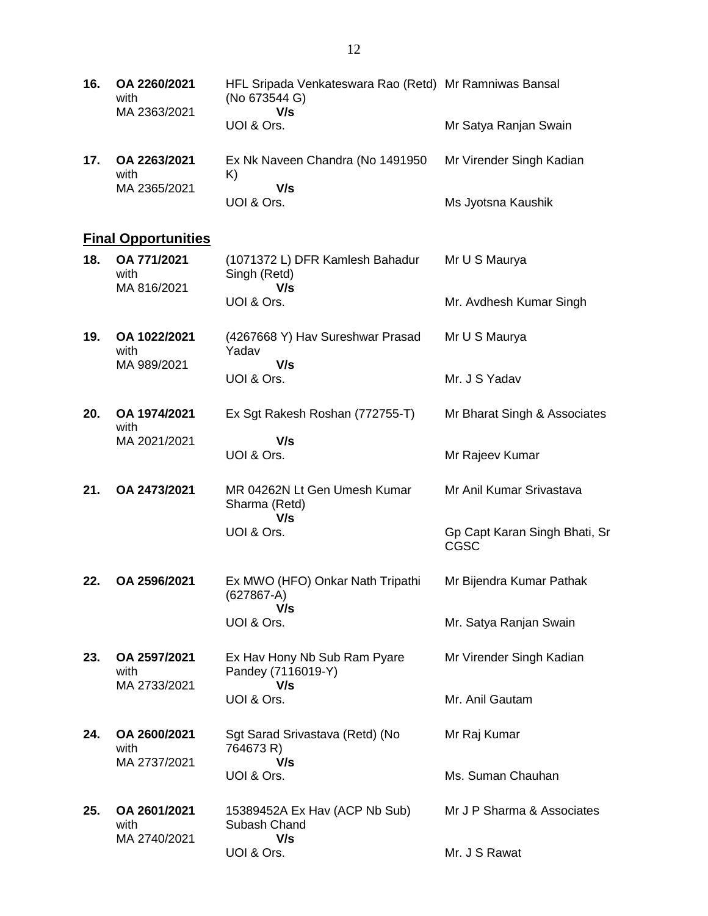| No. | Case No. | Parties | Counsel |
|---|---|---|---|
| **16.** | **OA 2260/2021** with MA 2363/2021 | HFL Sripada Venkateswara Rao (Retd) (No 673544 G) **V/s** UOI & Ors. | Mr Ramniwas Bansal<br>Mr Satya Ranjan Swain |
| **17.** | **OA 2263/2021** with MA 2365/2021 | Ex Nk Naveen Chandra (No 1491950 K) **V/s** UOI & Ors. | Mr Virender Singh Kadian<br>Ms Jyotsna Kaushik |

## **Final Opportunities**

| No. | Case No. | Parties | Counsel |
|---|---|---|---|
| **18.** | **OA 771/2021** with MA 816/2021 | (1071372 L) DFR Kamlesh Bahadur Singh (Retd) **V/s** UOI & Ors. | Mr U S Maurya<br>Mr. Avdhesh Kumar Singh |
| **19.** | **OA 1022/2021** with MA 989/2021 | (4267668 Y) Hav Sureshwar Prasad Yadav **V/s** UOI & Ors. | Mr U S Maurya<br>Mr. J S Yadav |
| **20.** | **OA 1974/2021** with MA 2021/2021 | Ex Sgt Rakesh Roshan (772755-T) **V/s** UOI & Ors. | Mr Bharat Singh & Associates<br>Mr Rajeev Kumar |
| **21.** | **OA 2473/2021** | MR 04262N Lt Gen Umesh Kumar Sharma (Retd) **V/s** UOI & Ors. | Mr Anil Kumar Srivastava<br>Gp Capt Karan Singh Bhati, Sr CGSC |
| **22.** | **OA 2596/2021** | Ex MWO (HFO) Onkar Nath Tripathi (627867-A) **V/s** UOI & Ors. | Mr Bijendra Kumar Pathak<br>Mr. Satya Ranjan Swain |
| **23.** | **OA 2597/2021** with MA 2733/2021 | Ex Hav Hony Nb Sub Ram Pyare Pandey (7116019-Y) **V/s** UOI & Ors. | Mr Virender Singh Kadian<br>Mr. Anil Gautam |
| **24.** | **OA 2600/2021** with MA 2737/2021 | Sgt Sarad Srivastava (Retd) (No 764673 R) **V/s** UOI & Ors. | Mr Raj Kumar<br>Ms. Suman Chauhan |
| **25.** | **OA 2601/2021** with MA 2740/2021 | 15389452A Ex Hav (ACP Nb Sub) Subash Chand **V/s** UOI & Ors. | Mr J P Sharma & Associates<br>Mr. J S Rawat |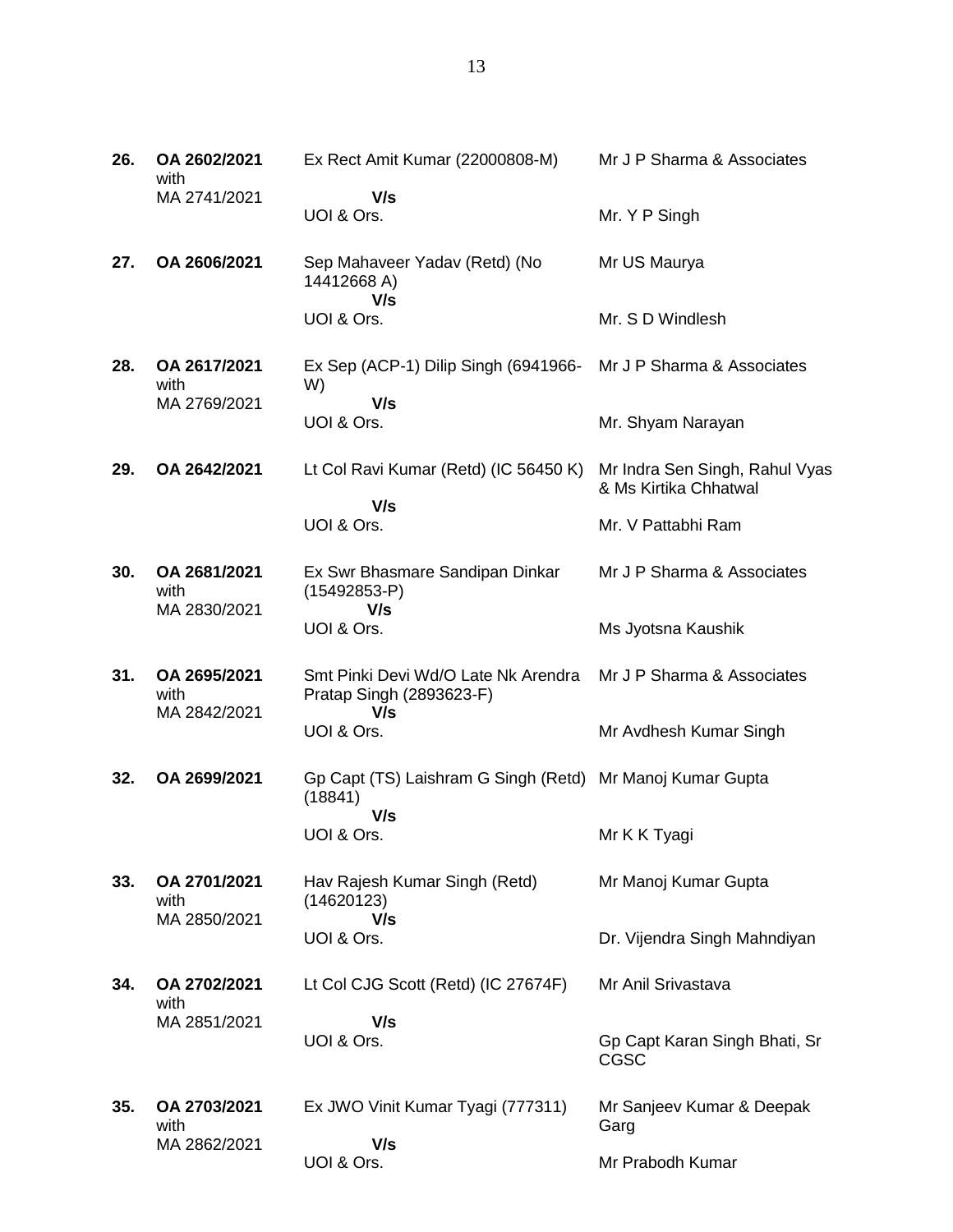| | | | |
|---|---|---|---|
| **26.** | **OA 2602/2021** with MA 2741/2021 | Ex Rect Amit Kumar (22000808-M) **V/s** UOI & Ors. | Mr J P Sharma & Associates<br>Mr. Y P Singh |
| **27.** | **OA 2606/2021** | Sep Mahaveer Yadav (Retd) (No 14412668 A) **V/s** UOI & Ors. | Mr US Maurya<br>Mr. S D Windlesh |
| **28.** | **OA 2617/2021** with MA 2769/2021 | Ex Sep (ACP-1) Dilip Singh (6941966-W) **V/s** UOI & Ors. | Mr J P Sharma & Associates<br>Mr. Shyam Narayan |
| **29.** | **OA 2642/2021** | Lt Col Ravi Kumar (Retd) (IC 56450 K) **V/s** UOI & Ors. | Mr Indra Sen Singh, Rahul Vyas & Ms Kirtika Chhatwal<br>Mr. V Pattabhi Ram |
| **30.** | **OA 2681/2021** with MA 2830/2021 | Ex Swr Bhasmare Sandipan Dinkar (15492853-P) **V/s** UOI & Ors. | Mr J P Sharma & Associates<br>Ms Jyotsna Kaushik |
| **31.** | **OA 2695/2021** with MA 2842/2021 | Smt Pinki Devi Wd/O Late Nk Arendra Pratap Singh (2893623-F) **V/s** UOI & Ors. | Mr J P Sharma & Associates<br>Mr Avdhesh Kumar Singh |
| **32.** | **OA 2699/2021** | Gp Capt (TS) Laishram G Singh (Retd) (18841) **V/s** UOI & Ors. | Mr Manoj Kumar Gupta<br>Mr K K Tyagi |
| **33.** | **OA 2701/2021** with MA 2850/2021 | Hav Rajesh Kumar Singh (Retd) (14620123) **V/s** UOI & Ors. | Mr Manoj Kumar Gupta<br>Dr. Vijendra Singh Mahndiyan |
| **34.** | **OA 2702/2021** with MA 2851/2021 | Lt Col CJG Scott (Retd) (IC 27674F) **V/s** UOI & Ors. | Mr Anil Srivastava<br>Gp Capt Karan Singh Bhati, Sr CGSC |
| **35.** | **OA 2703/2021** with MA 2862/2021 | Ex JWO Vinit Kumar Tyagi (777311) **V/s** UOI & Ors. | Mr Sanjeev Kumar & Deepak Garg<br>Mr Prabodh Kumar |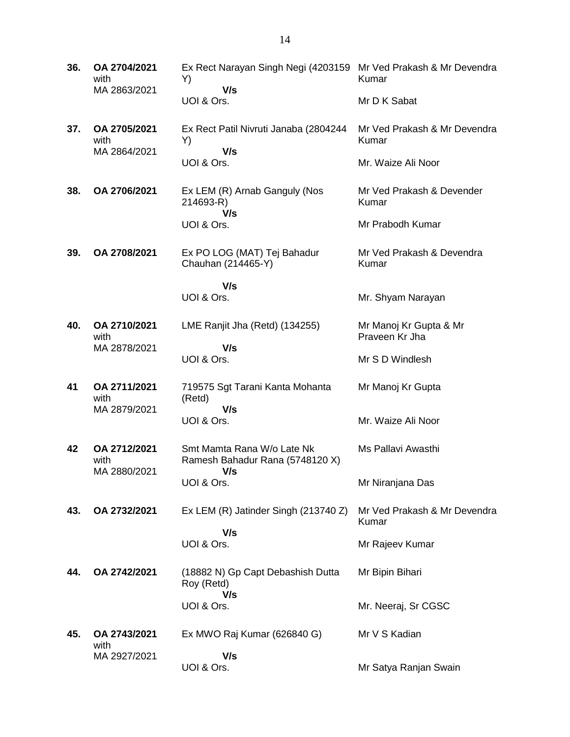| | | | |
|---|---|---|---|
| **36.** | **OA 2704/2021** with MA 2863/2021 | Ex Rect Narayan Singh Negi (4203159 Y) **V/s** UOI & Ors. | Mr Ved Prakash & Mr Devendra Kumar<br><br>Mr D K Sabat |
| **37.** | **OA 2705/2021** with MA 2864/2021 | Ex Rect Patil Nivruti Janaba (2804244 Y) **V/s** UOI & Ors. | Mr Ved Prakash & Mr Devendra Kumar<br><br>Mr. Waize Ali Noor |
| **38.** | **OA 2706/2021** | Ex LEM (R) Arnab Ganguly (Nos 214693-R) **V/s** UOI & Ors. | Mr Ved Prakash & Devender Kumar<br><br>Mr Prabodh Kumar |
| **39.** | **OA 2708/2021** | Ex PO LOG (MAT) Tej Bahadur Chauhan (214465-Y) **V/s** UOI & Ors. | Mr Ved Prakash & Devendra Kumar<br><br>Mr. Shyam Narayan |
| **40.** | **OA 2710/2021** with MA 2878/2021 | LME Ranjit Jha (Retd) (134255) **V/s** UOI & Ors. | Mr Manoj Kr Gupta & Mr Praveen Kr Jha<br><br>Mr S D Windlesh |
| **41** | **OA 2711/2021** with MA 2879/2021 | 719575 Sgt Tarani Kanta Mohanta (Retd) **V/s** UOI & Ors. | Mr Manoj Kr Gupta<br><br>Mr. Waize Ali Noor |
| **42** | **OA 2712/2021** with MA 2880/2021 | Smt Mamta Rana W/o Late Nk Ramesh Bahadur Rana (5748120 X) **V/s** UOI & Ors. | Ms Pallavi Awasthi<br><br>Mr Niranjana Das |
| **43.** | **OA 2732/2021** | Ex LEM (R) Jatinder Singh (213740 Z) **V/s** UOI & Ors. | Mr Ved Prakash & Mr Devendra Kumar<br><br>Mr Rajeev Kumar |
| **44.** | **OA 2742/2021** | (18882 N) Gp Capt Debashish Dutta Roy (Retd) **V/s** UOI & Ors. | Mr Bipin Bihari<br><br>Mr. Neeraj, Sr CGSC |
| **45.** | **OA 2743/2021** with MA 2927/2021 | Ex MWO Raj Kumar (626840 G) **V/s** UOI & Ors. | Mr V S Kadian<br><br>Mr Satya Ranjan Swain |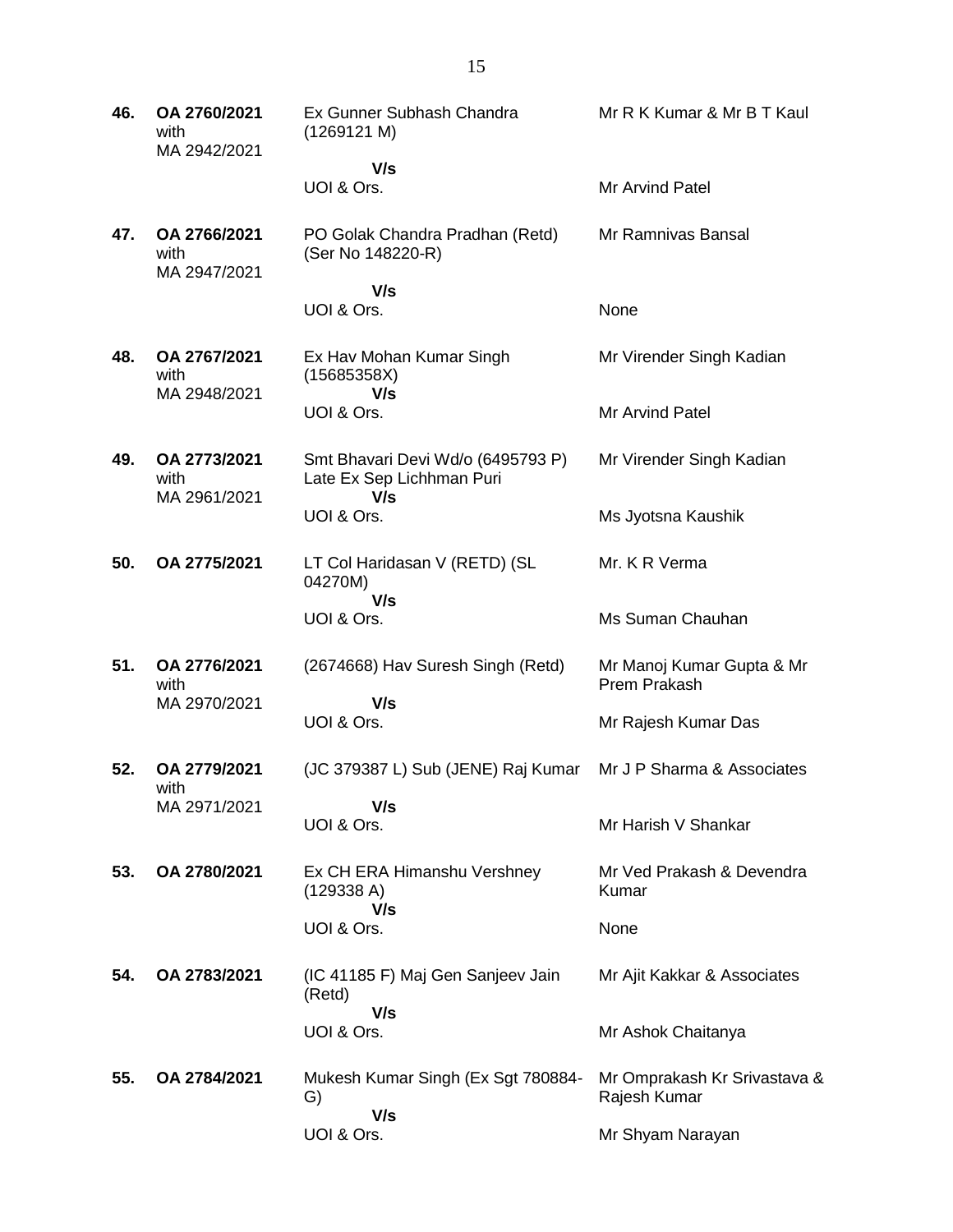| | | | |
|---|---|---|---|
| **46.** | **OA 2760/2021** with MA 2942/2021 | Ex Gunner Subhash Chandra (1269121 M) **V/s** UOI & Ors. | Mr R K Kumar & Mr B T Kaul / Mr Arvind Patel |
| **47.** | **OA 2766/2021** with MA 2947/2021 | PO Golak Chandra Pradhan (Retd) (Ser No 148220-R) **V/s** UOI & Ors. | Mr Ramnivas Bansal / None |
| **48.** | **OA 2767/2021** with MA 2948/2021 | Ex Hav Mohan Kumar Singh (15685358X) **V/s** UOI & Ors. | Mr Virender Singh Kadian / Mr Arvind Patel |
| **49.** | **OA 2773/2021** with MA 2961/2021 | Smt Bhavari Devi Wd/o (6495793 P) Late Ex Sep Lichhman Puri **V/s** UOI & Ors. | Mr Virender Singh Kadian / Ms Jyotsna Kaushik |
| **50.** | **OA 2775/2021** | LT Col Haridasan V (RETD) (SL 04270M) **V/s** UOI & Ors. | Mr. K R Verma / Ms Suman Chauhan |
| **51.** | **OA 2776/2021** with MA 2970/2021 | (2674668) Hav Suresh Singh (Retd) **V/s** UOI & Ors. | Mr Manoj Kumar Gupta & Mr Prem Prakash / Mr Rajesh Kumar Das |
| **52.** | **OA 2779/2021** with MA 2971/2021 | (JC 379387 L) Sub (JENE) Raj Kumar **V/s** UOI & Ors. | Mr J P Sharma & Associates / Mr Harish V Shankar |
| **53.** | **OA 2780/2021** | Ex CH ERA Himanshu Vershney (129338 A) **V/s** UOI & Ors. | Mr Ved Prakash & Devendra Kumar / None |
| **54.** | **OA 2783/2021** | (IC 41185 F) Maj Gen Sanjeev Jain (Retd) **V/s** UOI & Ors. | Mr Ajit Kakkar & Associates / Mr Ashok Chaitanya |
| **55.** | **OA 2784/2021** | Mukesh Kumar Singh (Ex Sgt 780884-G) **V/s** UOI & Ors. | Mr Omprakash Kr Srivastava & Rajesh Kumar / Mr Shyam Narayan |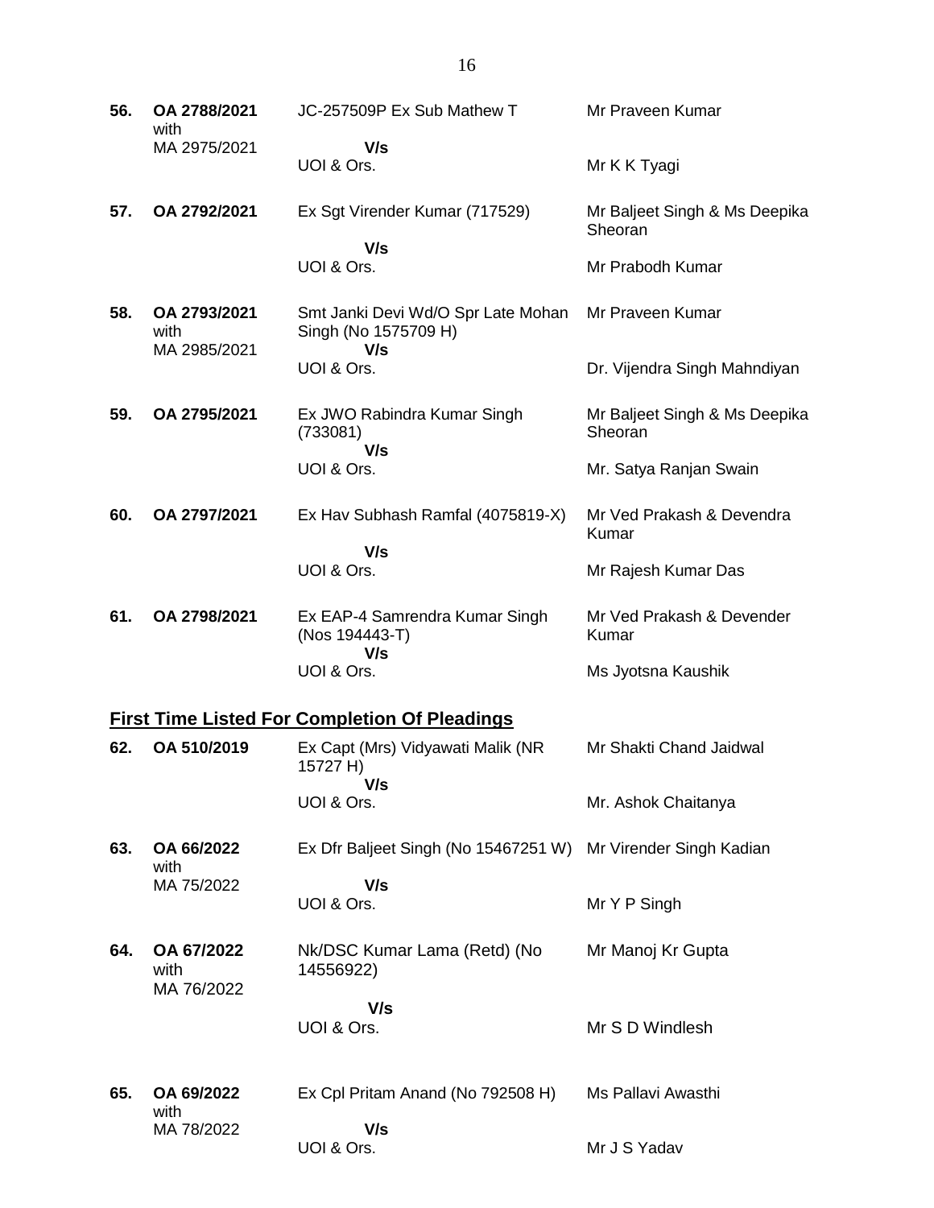| | | | |
|---|---|---|---|
| **56.** | **OA 2788/2021** with MA 2975/2021 | JC-257509P Ex Sub Mathew T **V/s** UOI & Ors. | Mr Praveen Kumar<br><br>Mr K K Tyagi |
| **57.** | **OA 2792/2021** | Ex Sgt Virender Kumar (717529) **V/s** UOI & Ors. | Mr Baljeet Singh & Ms Deepika Sheoran<br><br>Mr Prabodh Kumar |
| **58.** | **OA 2793/2021** with MA 2985/2021 | Smt Janki Devi Wd/O Spr Late Mohan Singh (No 1575709 H) **V/s** UOI & Ors. | Mr Praveen Kumar<br><br>Dr. Vijendra Singh Mahndiyan |
| **59.** | **OA 2795/2021** | Ex JWO Rabindra Kumar Singh (733081) **V/s** UOI & Ors. | Mr Baljeet Singh & Ms Deepika Sheoran<br><br>Mr. Satya Ranjan Swain |
| **60.** | **OA 2797/2021** | Ex Hav Subhash Ramfal (4075819-X) **V/s** UOI & Ors. | Mr Ved Prakash & Devendra Kumar<br><br>Mr Rajesh Kumar Das |
| **61.** | **OA 2798/2021** | Ex EAP-4 Samrendra Kumar Singh (Nos 194443-T) **V/s** UOI & Ors. | Mr Ved Prakash & Devender Kumar<br><br>Ms Jyotsna Kaushik |

## First Time Listed For Completion Of Pleadings

| | | | |
|---|---|---|---|
| **62.** | **OA 510/2019** | Ex Capt (Mrs) Vidyawati Malik (NR 15727 H) **V/s** UOI & Ors. | Mr Shakti Chand Jaidwal<br><br>Mr. Ashok Chaitanya |
| **63.** | **OA 66/2022** with MA 75/2022 | Ex Dfr Baljeet Singh (No 15467251 W) **V/s** UOI & Ors. | Mr Virender Singh Kadian<br><br>Mr Y P Singh |
| **64.** | **OA 67/2022** with MA 76/2022 | Nk/DSC Kumar Lama (Retd) (No 14556922) **V/s** UOI & Ors. | Mr Manoj Kr Gupta<br><br>Mr S D Windlesh |
| **65.** | **OA 69/2022** with MA 78/2022 | Ex Cpl Pritam Anand (No 792508 H) **V/s** UOI & Ors. | Ms Pallavi Awasthi<br><br>Mr J S Yadav |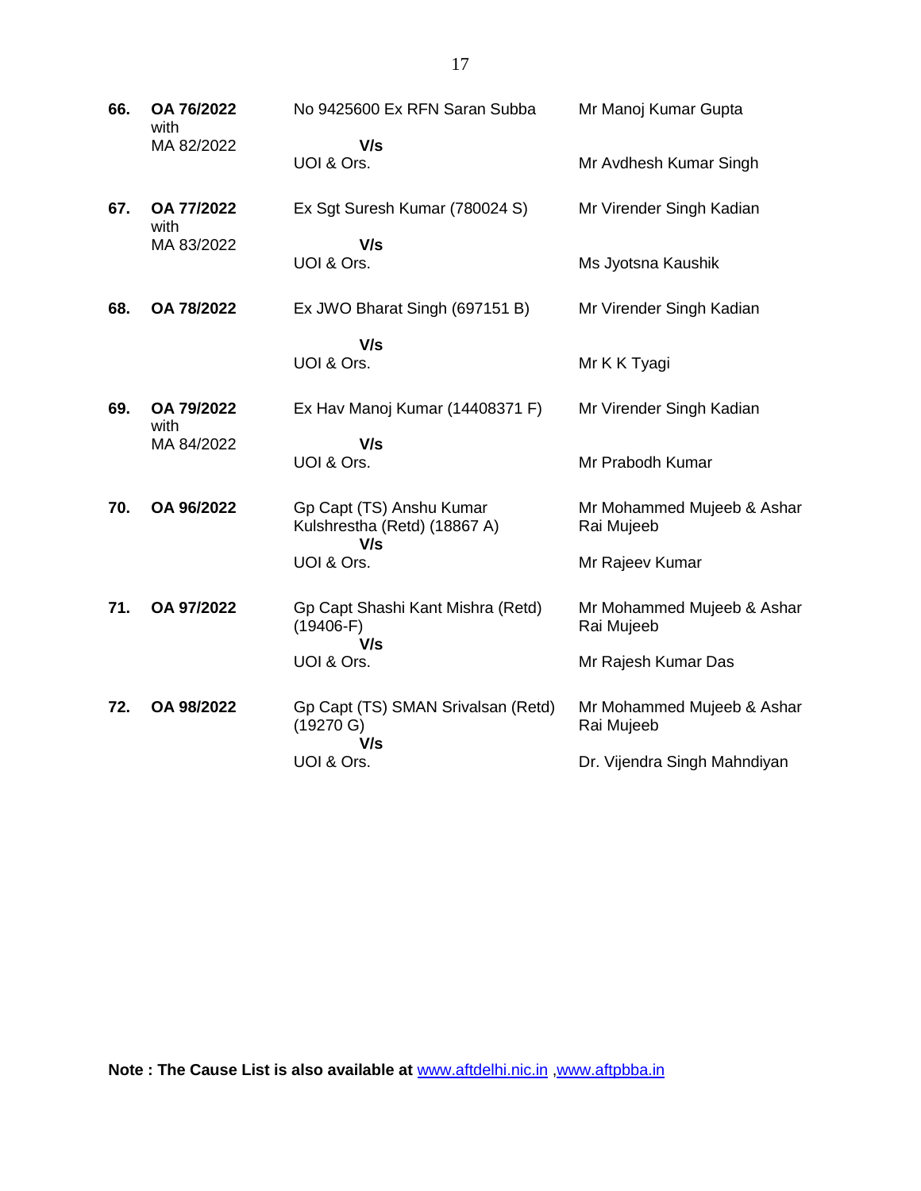| | | | |
|---|---|---|---|
| **66.** | **OA 76/2022** with MA 82/2022 | No 9425600 Ex RFN Saran Subba **V/s** UOI & Ors. | Mr Manoj Kumar Gupta<br><br>Mr Avdhesh Kumar Singh |
| **67.** | **OA 77/2022** with MA 83/2022 | Ex Sgt Suresh Kumar (780024 S) **V/s** UOI & Ors. | Mr Virender Singh Kadian<br><br>Ms Jyotsna Kaushik |
| **68.** | **OA 78/2022** | Ex JWO Bharat Singh (697151 B) **V/s** UOI & Ors. | Mr Virender Singh Kadian<br><br>Mr K K Tyagi |
| **69.** | **OA 79/2022** with MA 84/2022 | Ex Hav Manoj Kumar (14408371 F) **V/s** UOI & Ors. | Mr Virender Singh Kadian<br><br>Mr Prabodh Kumar |
| **70.** | **OA 96/2022** | Gp Capt (TS) Anshu Kumar Kulshrestha (Retd) (18867 A) **V/s** UOI & Ors. | Mr Mohammed Mujeeb & Ashar Rai Mujeeb<br><br>Mr Rajeev Kumar |
| **71.** | **OA 97/2022** | Gp Capt Shashi Kant Mishra (Retd) (19406-F) **V/s** UOI & Ors. | Mr Mohammed Mujeeb & Ashar Rai Mujeeb<br><br>Mr Rajesh Kumar Das |
| **72.** | **OA 98/2022** | Gp Capt (TS) SMAN Srivalsan (Retd) (19270 G) **V/s** UOI & Ors. | Mr Mohammed Mujeeb & Ashar Rai Mujeeb<br><br>Dr. Vijendra Singh Mahndiyan |

**Note : The Cause List is also available at** www.aftdelhi.nic.in ,www.aftpbba.in